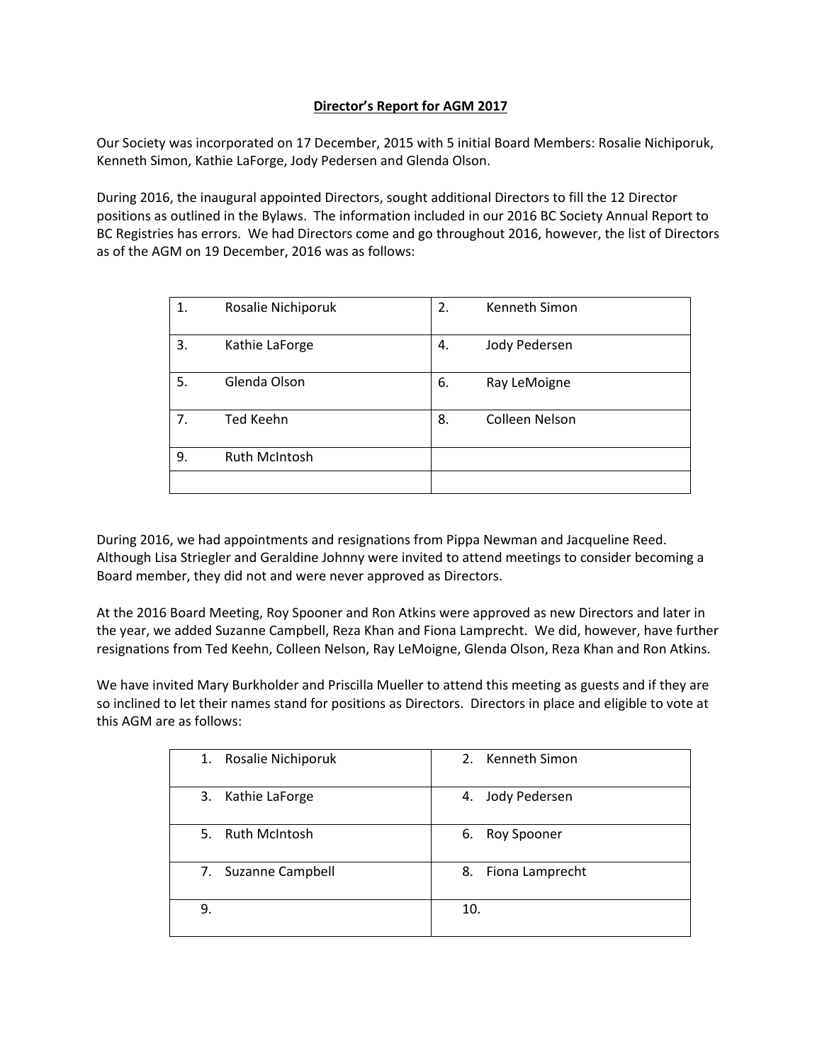# Director's Report for AGM 2017

Our Society was incorporated on 17 December, 2015 with 5 initial Board Members: Rosalie Nichiporuk, Kenneth Simon, Kathie LaForge, Jody Pedersen and Glenda Olson.

During 2016, the inaugural appointed Directors, sought additional Directors to fill the 12 Director positions as outlined in the Bylaws. The information included in our 2016 BC Society Annual Report to BC Registries has errors. We had Directors come and go throughout 2016, however, the list of Directors as of the AGM on 19 December, 2016 was as follows:

| | | | |
|---|---|---|---|
| 1. | Rosalie Nichiporuk | 2. | Kenneth Simon |
| 3. | Kathie LaForge | 4. | Jody Pedersen |
| 5. | Glenda Olson | 6. | Ray LeMoigne |
| 7. | Ted Keehn | 8. | Colleen Nelson |
| 9. | Ruth McIntosh | | |
| | | | |

During 2016, we had appointments and resignations from Pippa Newman and Jacqueline Reed. Although Lisa Striegler and Geraldine Johnny were invited to attend meetings to consider becoming a Board member, they did not and were never approved as Directors.

At the 2016 Board Meeting, Roy Spooner and Ron Atkins were approved as new Directors and later in the year, we added Suzanne Campbell, Reza Khan and Fiona Lamprecht. We did, however, have further resignations from Ted Keehn, Colleen Nelson, Ray LeMoigne, Glenda Olson, Reza Khan and Ron Atkins.

We have invited Mary Burkholder and Priscilla Mueller to attend this meeting as guests and if they are so inclined to let their names stand for positions as Directors. Directors in place and eligible to vote at this AGM are as follows:

| | |
|---|---|
| 1. Rosalie Nichiporuk | 2. Kenneth Simon |
| 3. Kathie LaForge | 4. Jody Pedersen |
| 5. Ruth McIntosh | 6. Roy Spooner |
| 7. Suzanne Campbell | 8. Fiona Lamprecht |
| 9. | 10. |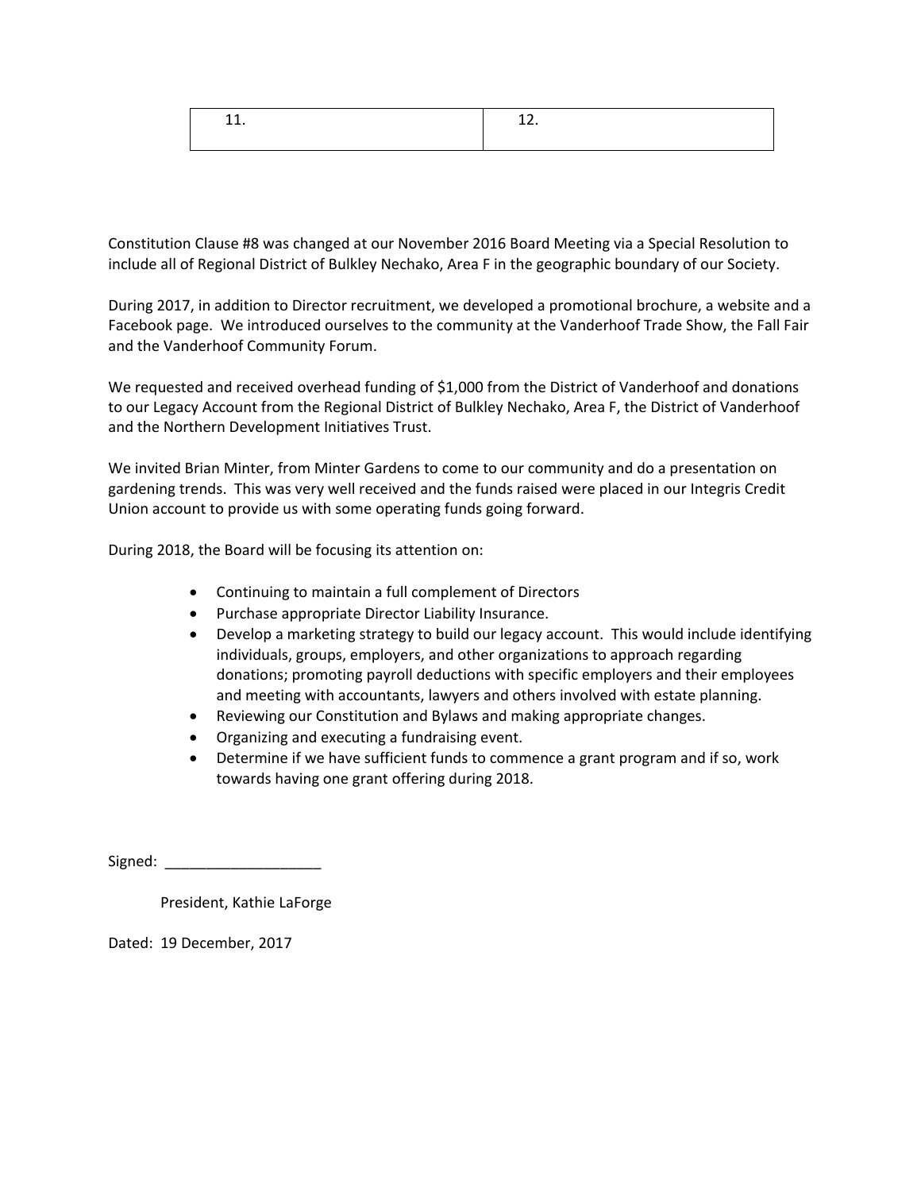| | |
|---|---|
| 11. | 12. |

Constitution Clause #8 was changed at our November 2016 Board Meeting via a Special Resolution to include all of Regional District of Bulkley Nechako, Area F in the geographic boundary of our Society.

During 2017, in addition to Director recruitment, we developed a promotional brochure, a website and a Facebook page. We introduced ourselves to the community at the Vanderhoof Trade Show, the Fall Fair and the Vanderhoof Community Forum.

We requested and received overhead funding of $1,000 from the District of Vanderhoof and donations to our Legacy Account from the Regional District of Bulkley Nechako, Area F, the District of Vanderhoof and the Northern Development Initiatives Trust.

We invited Brian Minter, from Minter Gardens to come to our community and do a presentation on gardening trends. This was very well received and the funds raised were placed in our Integris Credit Union account to provide us with some operating funds going forward.

During 2018, the Board will be focusing its attention on:

- Continuing to maintain a full complement of Directors
- Purchase appropriate Director Liability Insurance.
- Develop a marketing strategy to build our legacy account. This would include identifying individuals, groups, employers, and other organizations to approach regarding donations; promoting payroll deductions with specific employers and their employees and meeting with accountants, lawyers and others involved with estate planning.
- Reviewing our Constitution and Bylaws and making appropriate changes.
- Organizing and executing a fundraising event.
- Determine if we have sufficient funds to commence a grant program and if so, work towards having one grant offering during 2018.

Signed: ___________________

President, Kathie LaForge

Dated: 19 December, 2017